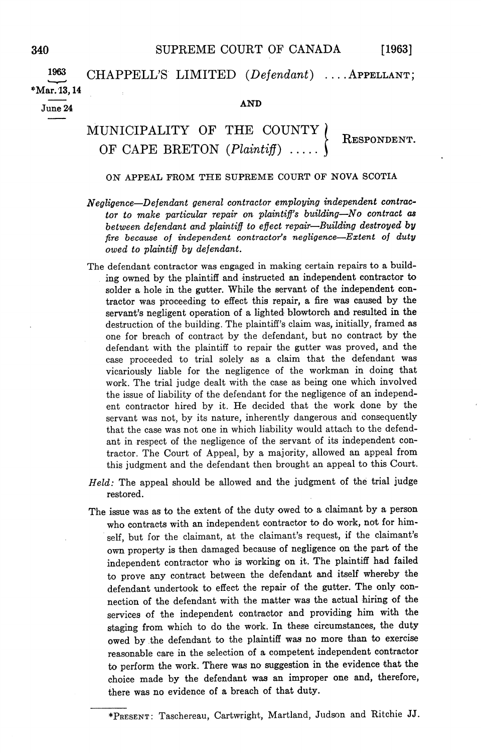1963 *Mar. 13, 14 June 24

CHAPPELL'S LIMITED (*Defendant*) ....APPELLANT;

AND

MUNICIPALITY OF THE COUNTY OF CAPE BRETON (*Plaintiff*) ..... RESPONDENT.

ON APPEAL FROM THE SUPREME COURT OF NOVA SCOTIA

*Negligence—Defendant general contractor employing independent contractor to make particular repair on plaintiff's building—No contract as between defendant and plaintiff to effect repair—Building destroyed by fire because of independent contractor's negligence—Extent of duty owed to plaintiff by defendant.*

The defendant contractor was engaged in making certain repairs to a building owned by the plaintiff and instructed an independent contractor to solder a hole in the gutter. While the servant of the independent contractor was proceeding to effect this repair, a fire was caused by the servant's negligent operation of a lighted blowtorch and resulted in the destruction of the building. The plaintiff's claim was, initially, framed as one for breach of contract by the defendant, but no contract by the defendant with the plaintiff to repair the gutter was proved, and the case proceeded to trial solely as a claim that the defendant was vicariously liable for the negligence of the workman in doing that work. The trial judge dealt with the case as being one which involved the issue of liability of the defendant for the negligence of an independent contractor hired by it. He decided that the work done by the servant was not, by its nature, inherently dangerous and consequently that the case was not one in which liability would attach to the defendant in respect of the negligence of the servant of its independent contractor. The Court of Appeal, by a majority, allowed an appeal from this judgment and the defendant then brought an appeal to this Court.

*Held:* The appeal should be allowed and the judgment of the trial judge restored.

The issue was as to the extent of the duty owed to a claimant by a person who contracts with an independent contractor to do work, not for himself, but for the claimant, at the claimant's request, if the claimant's own property is then damaged because of negligence on the part of the independent contractor who is working on it. The plaintiff had failed to prove any contract between the defendant and itself whereby the defendant undertook to effect the repair of the gutter. The only connection of the defendant with the matter was the actual hiring of the services of the independent contractor and providing him with the staging from which to do the work. In these circumstances, the duty owed by the defendant to the plaintiff was no more than to exercise reasonable care in the selection of a competent independent contractor to perform the work. There was no suggestion in the evidence that the choice made by the defendant was an improper one and, therefore, there was no evidence of a breach of that duty.

---

*PRESENT: Taschereau, Cartwright, Martland, Judson and Ritchie JJ.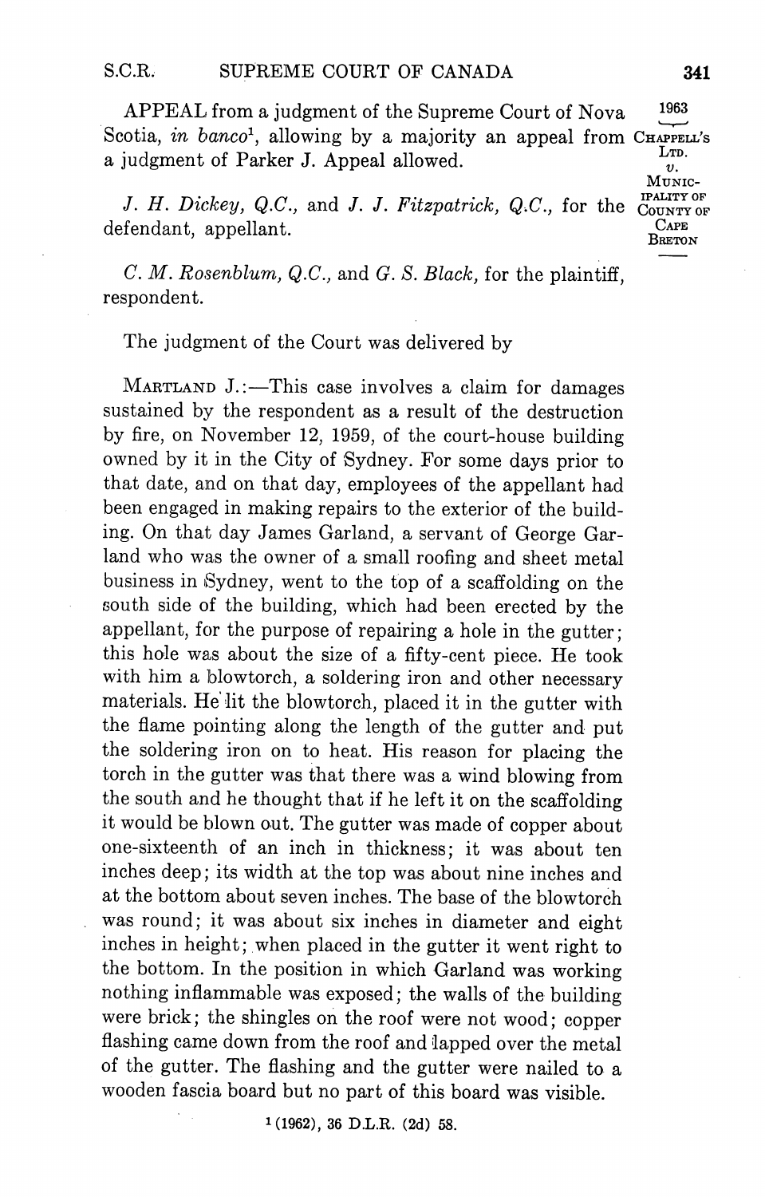APPEAL from a judgment of the Supreme Court of Nova Scotia, *in banco*[1], allowing by a majority an appeal from a judgment of Parker J. Appeal allowed.

*J. H. Dickey, Q.C.*, and *J. J. Fitzpatrick, Q.C.*, for the defendant, appellant.

*C. M. Rosenblum, Q.C.*, and *G. S. Black*, for the plaintiff, respondent.

The judgment of the Court was delivered by

MARTLAND J.:—This case involves a claim for damages sustained by the respondent as a result of the destruction by fire, on November 12, 1959, of the court-house building owned by it in the City of Sydney. For some days prior to that date, and on that day, employees of the appellant had been engaged in making repairs to the exterior of the building. On that day James Garland, a servant of George Garland who was the owner of a small roofing and sheet metal business in Sydney, went to the top of a scaffolding on the south side of the building, which had been erected by the appellant, for the purpose of repairing a hole in the gutter; this hole was about the size of a fifty-cent piece. He took with him a blowtorch, a soldering iron and other necessary materials. He lit the blowtorch, placed it in the gutter with the flame pointing along the length of the gutter and put the soldering iron on to heat. His reason for placing the torch in the gutter was that there was a wind blowing from the south and he thought that if he left it on the scaffolding it would be blown out. The gutter was made of copper about one-sixteenth of an inch in thickness; it was about ten inches deep; its width at the top was about nine inches and at the bottom about seven inches. The base of the blowtorch was round; it was about six inches in diameter and eight inches in height; when placed in the gutter it went right to the bottom. In the position in which Garland was working nothing inflammable was exposed; the walls of the building were brick; the shingles on the roof were not wood; copper flashing came down from the roof and lapped over the metal of the gutter. The flashing and the gutter were nailed to a wooden fascia board but no part of this board was visible.

[1] (1962), 36 D.L.R. (2d) 58.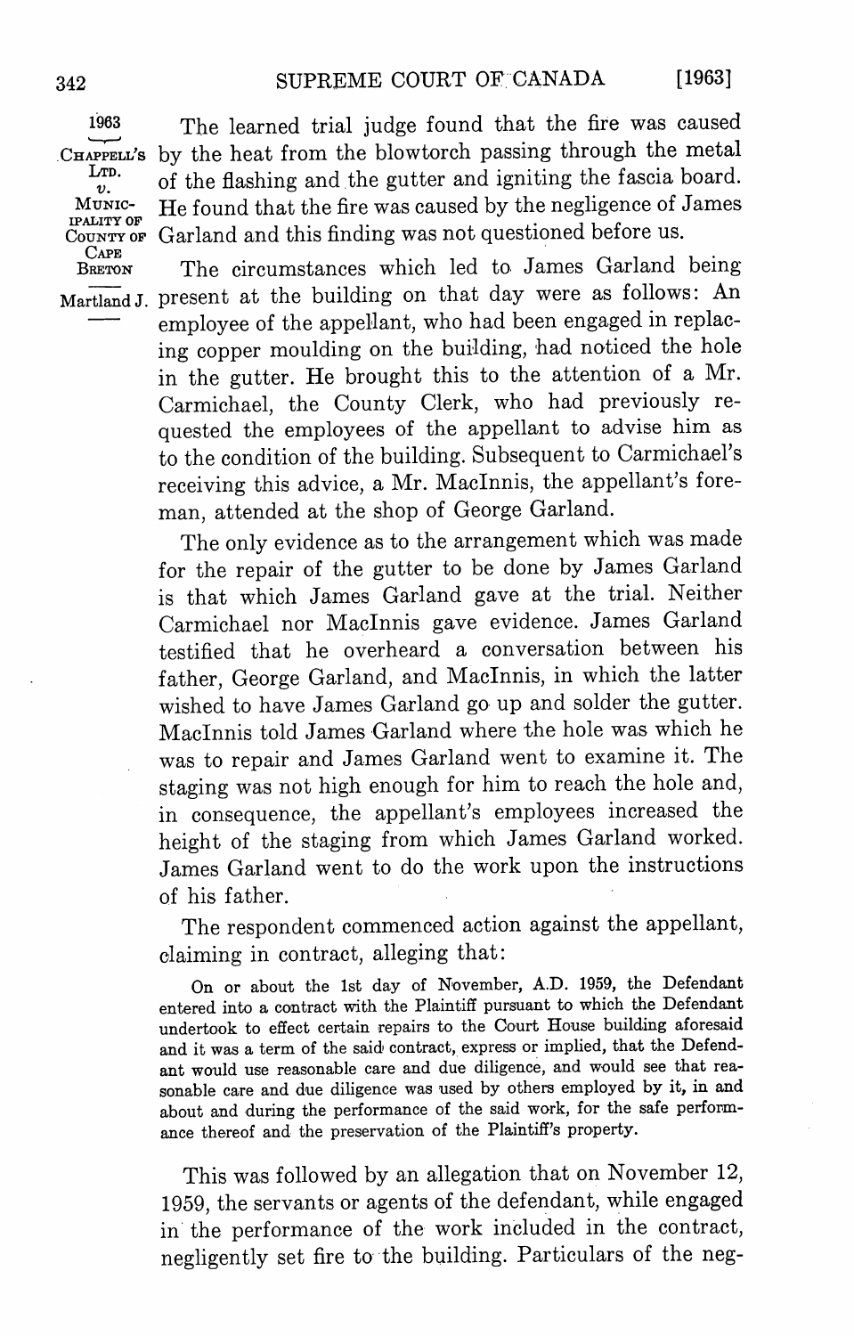The learned trial judge found that the fire was caused by the heat from the blowtorch passing through the metal of the flashing and the gutter and igniting the fascia board. He found that the fire was caused by the negligence of James Garland and this finding was not questioned before us.

The circumstances which led to James Garland being present at the building on that day were as follows: An employee of the appellant, who had been engaged in replacing copper moulding on the building, had noticed the hole in the gutter. He brought this to the attention of a Mr. Carmichael, the County Clerk, who had previously requested the employees of the appellant to advise him as to the condition of the building. Subsequent to Carmichael's receiving this advice, a Mr. MacInnis, the appellant's foreman, attended at the shop of George Garland.

The only evidence as to the arrangement which was made for the repair of the gutter to be done by James Garland is that which James Garland gave at the trial. Neither Carmichael nor MacInnis gave evidence. James Garland testified that he overheard a conversation between his father, George Garland, and MacInnis, in which the latter wished to have James Garland go up and solder the gutter. MacInnis told James Garland where the hole was which he was to repair and James Garland went to examine it. The staging was not high enough for him to reach the hole and, in consequence, the appellant's employees increased the height of the staging from which James Garland worked. James Garland went to do the work upon the instructions of his father.

The respondent commenced action against the appellant, claiming in contract, alleging that:

> On or about the 1st day of November, A.D. 1959, the Defendant entered into a contract with the Plaintiff pursuant to which the Defendant undertook to effect certain repairs to the Court House building aforesaid and it was a term of the said contract, express or implied, that the Defendant would use reasonable care and due diligence, and would see that reasonable care and due diligence was used by others employed by it, in and about and during the performance of the said work, for the safe performance thereof and the preservation of the Plaintiff's property.

This was followed by an allegation that on November 12, 1959, the servants or agents of the defendant, while engaged in the performance of the work included in the contract, negligently set fire to the building. Particulars of the neg-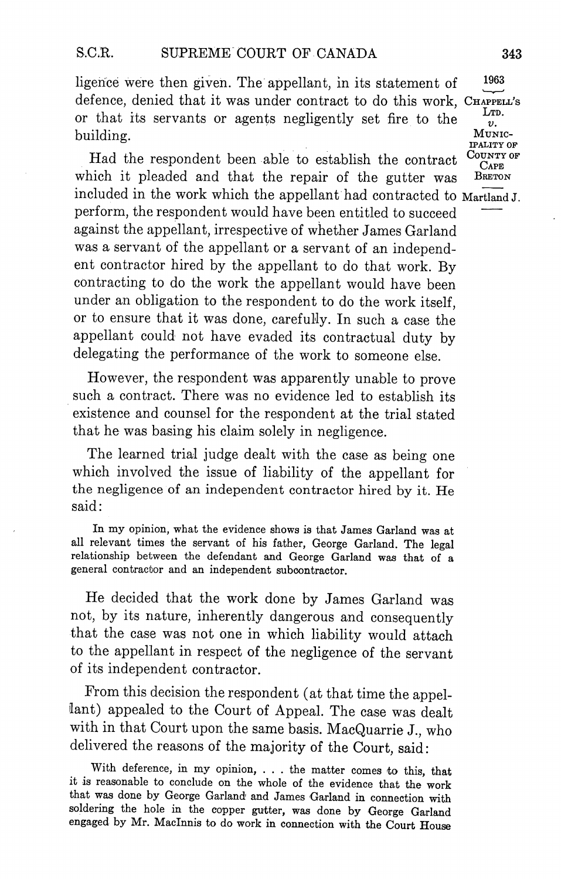ligence were then given. The appellant, in its statement of defence, denied that it was under contract to do this work, or that its servants or agents negligently set fire to the building.

Had the respondent been able to establish the contract which it pleaded and that the repair of the gutter was included in the work which the appellant had contracted to perform, the respondent would have been entitled to succeed against the appellant, irrespective of whether James Garland was a servant of the appellant or a servant of an independent contractor hired by the appellant to do that work. By contracting to do the work the appellant would have been under an obligation to the respondent to do the work itself, or to ensure that it was done, carefully. In such a case the appellant could not have evaded its contractual duty by delegating the performance of the work to someone else.

However, the respondent was apparently unable to prove such a contract. There was no evidence led to establish its existence and counsel for the respondent at the trial stated that he was basing his claim solely in negligence.

The learned trial judge dealt with the case as being one which involved the issue of liability of the appellant for the negligence of an independent contractor hired by it. He said:

> In my opinion, what the evidence shows is that James Garland was at all relevant times the servant of his father, George Garland. The legal relationship between the defendant and George Garland was that of a general contractor and an independent subcontractor.

He decided that the work done by James Garland was not, by its nature, inherently dangerous and consequently that the case was not one in which liability would attach to the appellant in respect of the negligence of the servant of its independent contractor.

From this decision the respondent (at that time the appellant) appealed to the Court of Appeal. The case was dealt with in that Court upon the same basis. MacQuarrie J., who delivered the reasons of the majority of the Court, said:

> With deference, in my opinion, . . . the matter comes to this, that it is reasonable to conclude on the whole of the evidence that the work that was done by George Garland and James Garland in connection with soldering the hole in the copper gutter, was done by George Garland engaged by Mr. MacInnis to do work in connection with the Court House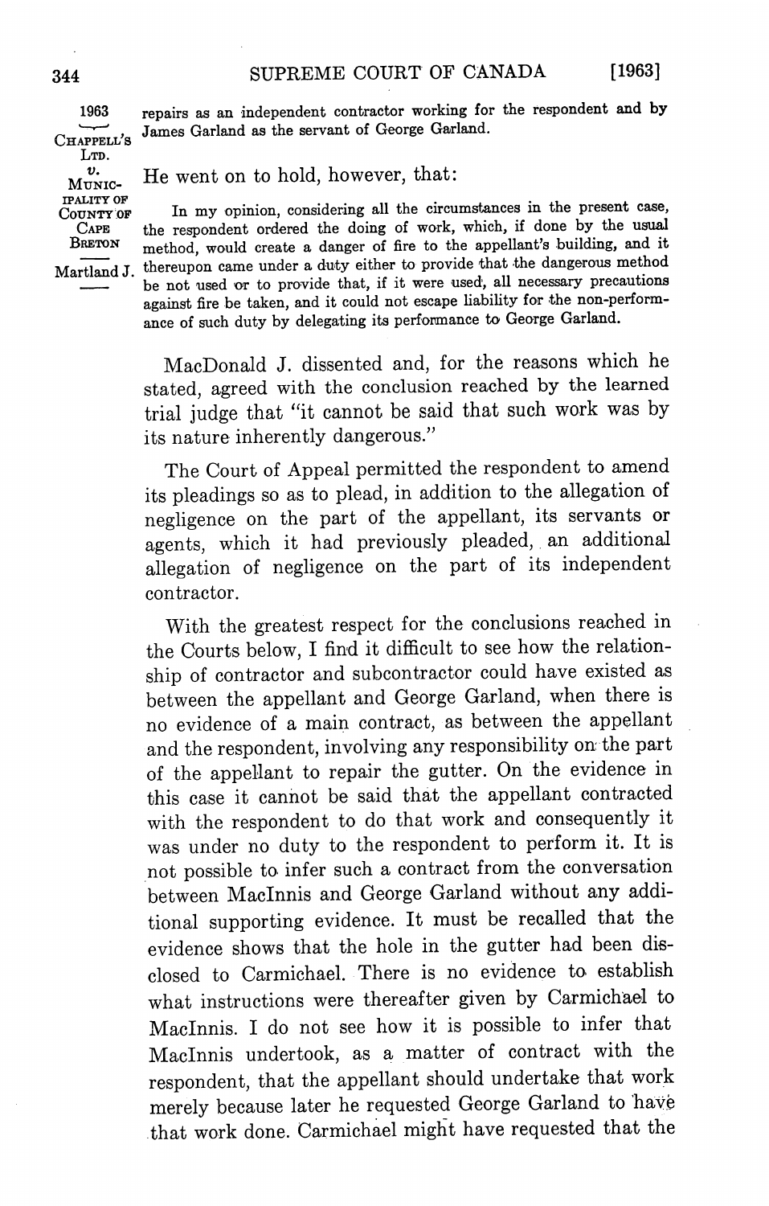repairs as an independent contractor working for the respondent and by James Garland as the servant of George Garland.

He went on to hold, however, that:

> In my opinion, considering all the circumstances in the present case, the respondent ordered the doing of work, which, if done by the usual method, would create a danger of fire to the appellant's building, and it thereupon came under a duty either to provide that the dangerous method be not used or to provide that, if it were used, all necessary precautions against fire be taken, and it could not escape liability for the non-performance of such duty by delegating its performance to George Garland.

MacDonald J. dissented and, for the reasons which he stated, agreed with the conclusion reached by the learned trial judge that "it cannot be said that such work was by its nature inherently dangerous."

The Court of Appeal permitted the respondent to amend its pleadings so as to plead, in addition to the allegation of negligence on the part of the appellant, its servants or agents, which it had previously pleaded, an additional allegation of negligence on the part of its independent contractor.

With the greatest respect for the conclusions reached in the Courts below, I find it difficult to see how the relationship of contractor and subcontractor could have existed as between the appellant and George Garland, when there is no evidence of a main contract, as between the appellant and the respondent, involving any responsibility on the part of the appellant to repair the gutter. On the evidence in this case it cannot be said that the appellant contracted with the respondent to do that work and consequently it was under no duty to the respondent to perform it. It is not possible to infer such a contract from the conversation between MacInnis and George Garland without any additional supporting evidence. It must be recalled that the evidence shows that the hole in the gutter had been disclosed to Carmichael. There is no evidence to establish what instructions were thereafter given by Carmichael to MacInnis. I do not see how it is possible to infer that MacInnis undertook, as a matter of contract with the respondent, that the appellant should undertake that work merely because later he requested George Garland to have that work done. Carmichael might have requested that the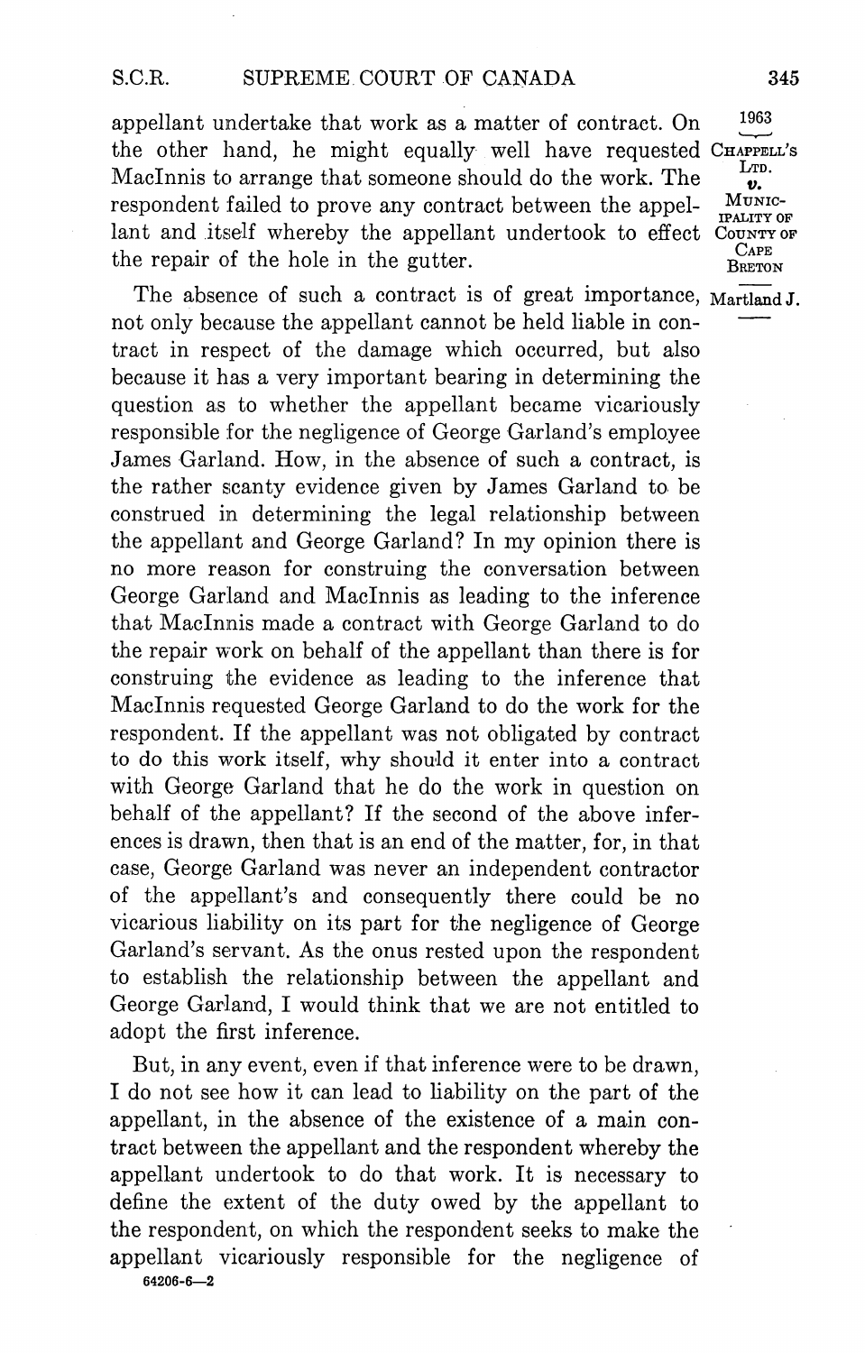appellant undertake that work as a matter of contract. On the other hand, he might equally well have requested MacInnis to arrange that someone should do the work. The respondent failed to prove any contract between the appellant and itself whereby the appellant undertook to effect the repair of the hole in the gutter.

The absence of such a contract is of great importance, not only because the appellant cannot be held liable in contract in respect of the damage which occurred, but also because it has a very important bearing in determining the question as to whether the appellant became vicariously responsible for the negligence of George Garland's employee James Garland. How, in the absence of such a contract, is the rather scanty evidence given by James Garland to be construed in determining the legal relationship between the appellant and George Garland? In my opinion there is no more reason for construing the conversation between George Garland and MacInnis as leading to the inference that MacInnis made a contract with George Garland to do the repair work on behalf of the appellant than there is for construing the evidence as leading to the inference that MacInnis requested George Garland to do the work for the respondent. If the appellant was not obligated by contract to do this work itself, why should it enter into a contract with George Garland that he do the work in question on behalf of the appellant? If the second of the above inferences is drawn, then that is an end of the matter, for, in that case, George Garland was never an independent contractor of the appellant's and consequently there could be no vicarious liability on its part for the negligence of George Garland's servant. As the onus rested upon the respondent to establish the relationship between the appellant and George Garland, I would think that we are not entitled to adopt the first inference.

But, in any event, even if that inference were to be drawn, I do not see how it can lead to liability on the part of the appellant, in the absence of the existence of a main contract between the appellant and the respondent whereby the appellant undertook to do that work. It is necessary to define the extent of the duty owed by the appellant to the respondent, on which the respondent seeks to make the appellant vicariously responsible for the negligence of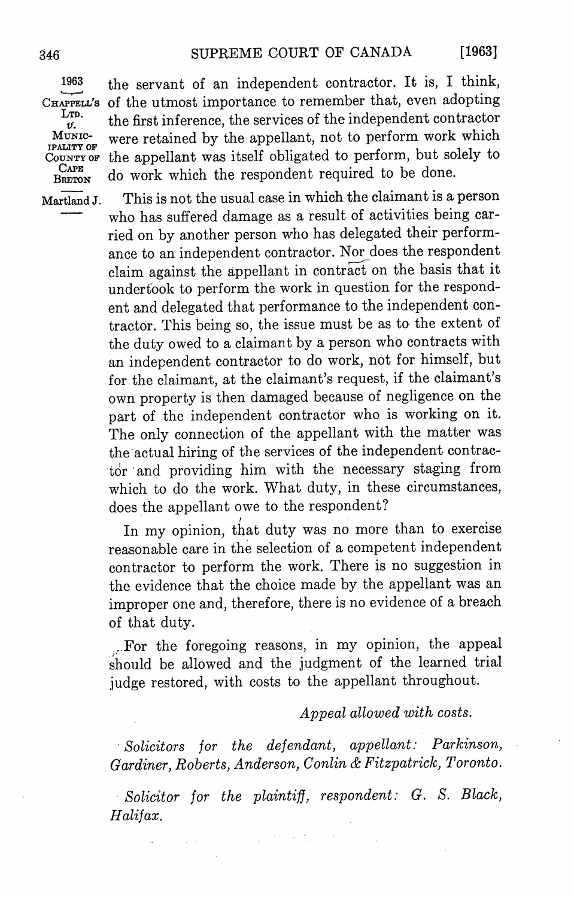the servant of an independent contractor. It is, I think, of the utmost importance to remember that, even adopting the first inference, the services of the independent contractor were retained by the appellant, not to perform work which the appellant was itself obligated to perform, but solely to do work which the respondent required to be done.

This is not the usual case in which the claimant is a person who has suffered damage as a result of activities being carried on by another person who has delegated their performance to an independent contractor. Nor does the respondent claim against the appellant in contract on the basis that it undertook to perform the work in question for the respondent and delegated that performance to the independent contractor. This being so, the issue must be as to the extent of the duty owed to a claimant by a person who contracts with an independent contractor to do work, not for himself, but for the claimant, at the claimant's request, if the claimant's own property is then damaged because of negligence on the part of the independent contractor who is working on it. The only connection of the appellant with the matter was the actual hiring of the services of the independent contractor and providing him with the necessary staging from which to do the work. What duty, in these circumstances, does the appellant owe to the respondent?

In my opinion, that duty was no more than to exercise reasonable care in the selection of a competent independent contractor to perform the work. There is no suggestion in the evidence that the choice made by the appellant was an improper one and, therefore, there is no evidence of a breach of that duty.

For the foregoing reasons, in my opinion, the appeal should be allowed and the judgment of the learned trial judge restored, with costs to the appellant throughout.

*Appeal allowed with costs.*

*Solicitors for the defendant, appellant: Parkinson, Gardiner, Roberts, Anderson, Conlin & Fitzpatrick, Toronto.*

*Solicitor for the plaintiff, respondent: G. S. Black, Halifax.*